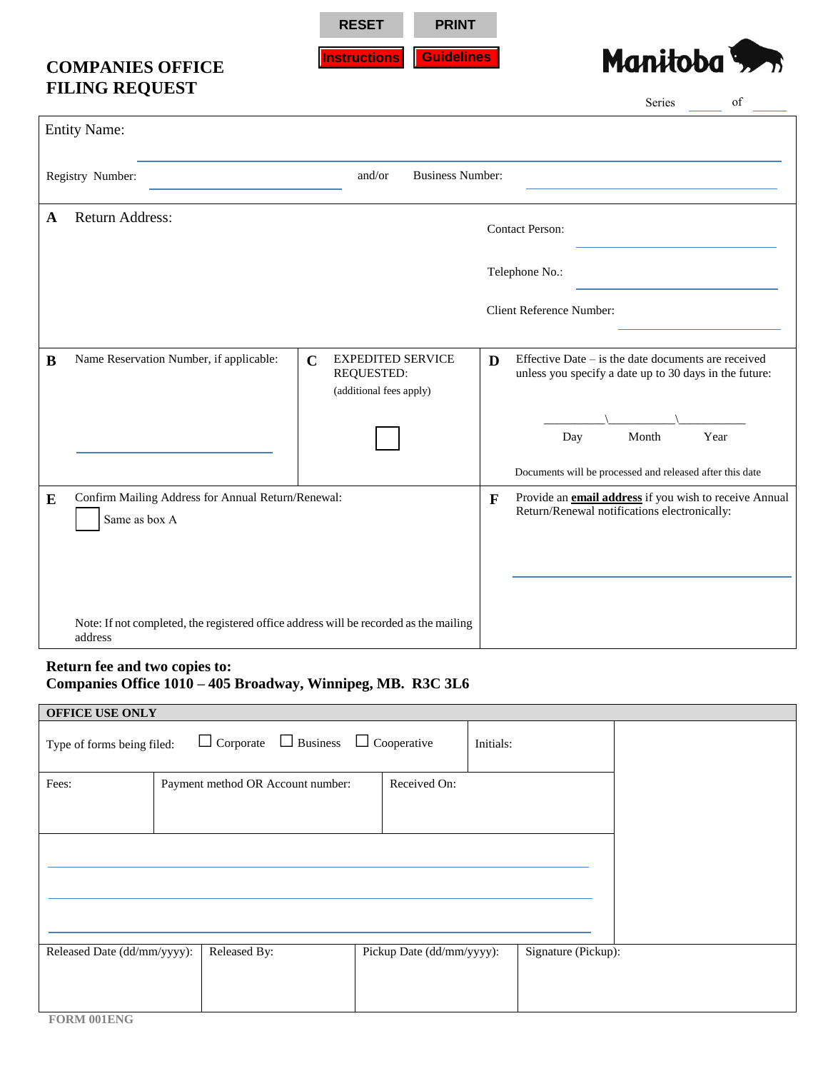RESET | PRINT

Instructions | Guidelines

# COMPANIES OFFICE FILING REQUEST

Manitoba

Series ______ of ______

Entity Name: ____________________

Registry Number: ____________________ and/or Business Number: ____________________

**A** Return Address:

Contact Person: ____________________

Telephone No.: ____________________

Client Reference Number: ____________________

**B** Name Reservation Number, if applicable: ____________________

**C** EXPEDITED SERVICE REQUESTED:
(additional fees apply)
☐

**D** Effective Date – is the date documents are received unless you specify a date up to 30 days in the future:

__________\__________\__________
Day Month Year

Documents will be processed and released after this date

**E** Confirm Mailing Address for Annual Return/Renewal:
☐ Same as box A

Note: If not completed, the registered office address will be recorded as the mailing address

**F** Provide an **email address** if you wish to receive Annual Return/Renewal notifications electronically:

____________________

**Return fee and two copies to:**
**Companies Office 1010 – 405 Broadway, Winnipeg, MB. R3C 3L6**

| OFFICE USE ONLY | | | |
|---|---|---|---|
| Type of forms being filed: ☐ Corporate ☐ Business ☐ Cooperative | | | Initials: |
| Fees: | Payment method OR Account number: | Received On: | |
| | | | |
| Released Date (dd/mm/yyyy): | Released By: | Pickup Date (dd/mm/yyyy): | Signature (Pickup): |

FORM 001ENG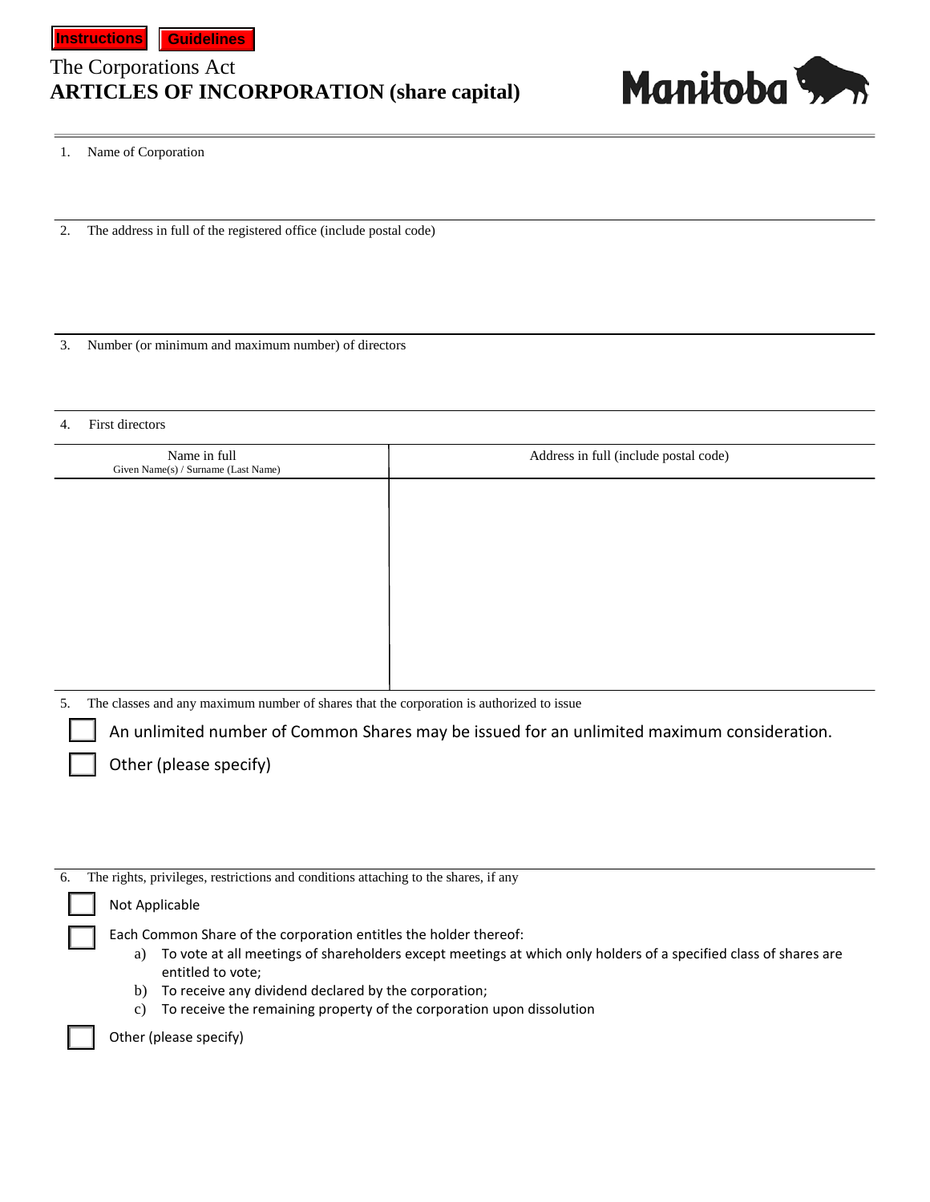Instructions Guidelines

The Corporations Act
# ARTICLES OF INCORPORATION (share capital)

Manitoba

1. Name of Corporation

2. The address in full of the registered office (include postal code)

3. Number (or minimum and maximum number) of directors

4. First directors

| Name in full<br>Given Name(s) / Surname (Last Name) | Address in full (include postal code) |
|---|---|
| | |

5. The classes and any maximum number of shares that the corporation is authorized to issue

- ☐ An unlimited number of Common Shares may be issued for an unlimited maximum consideration.
- ☐ Other (please specify)

6. The rights, privileges, restrictions and conditions attaching to the shares, if any

- ☐ Not Applicable
- ☐ Each Common Share of the corporation entitles the holder thereof:
  a) To vote at all meetings of shareholders except meetings at which only holders of a specified class of shares are entitled to vote;
  b) To receive any dividend declared by the corporation;
  c) To receive the remaining property of the corporation upon dissolution
- ☐ Other (please specify)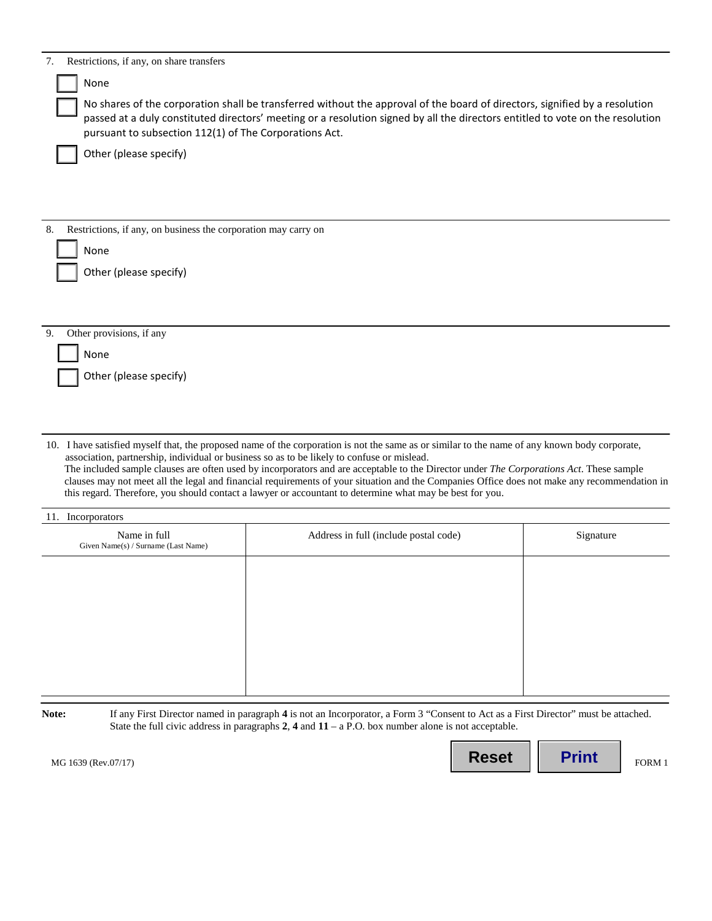7. Restrictions, if any, on share transfers

☐ None

☐ No shares of the corporation shall be transferred without the approval of the board of directors, signified by a resolution passed at a duly constituted directors' meeting or a resolution signed by all the directors entitled to vote on the resolution pursuant to subsection 112(1) of The Corporations Act.

☐ Other (please specify)

8. Restrictions, if any, on business the corporation may carry on

☐ None

☐ Other (please specify)

9. Other provisions, if any

☐ None

☐ Other (please specify)

10. I have satisfied myself that, the proposed name of the corporation is not the same as or similar to the name of any known body corporate, association, partnership, individual or business so as to be likely to confuse or mislead.
The included sample clauses are often used by incorporators and are acceptable to the Director under *The Corporations Act*. These sample clauses may not meet all the legal and financial requirements of your situation and the Companies Office does not make any recommendation in this regard. Therefore, you should contact a lawyer or accountant to determine what may be best for you.

11. Incorporators

| Name in full<br>Given Name(s) / Surname (Last Name) | Address in full (include postal code) | Signature |
|---|---|---|
| | | |

**Note:** If any First Director named in paragraph **4** is not an Incorporator, a Form 3 "Consent to Act as a First Director" must be attached. State the full civic address in paragraphs **2**, **4** and **11** – a P.O. box number alone is not acceptable.

MG 1639 (Rev.07/17)

Reset Print

FORM 1